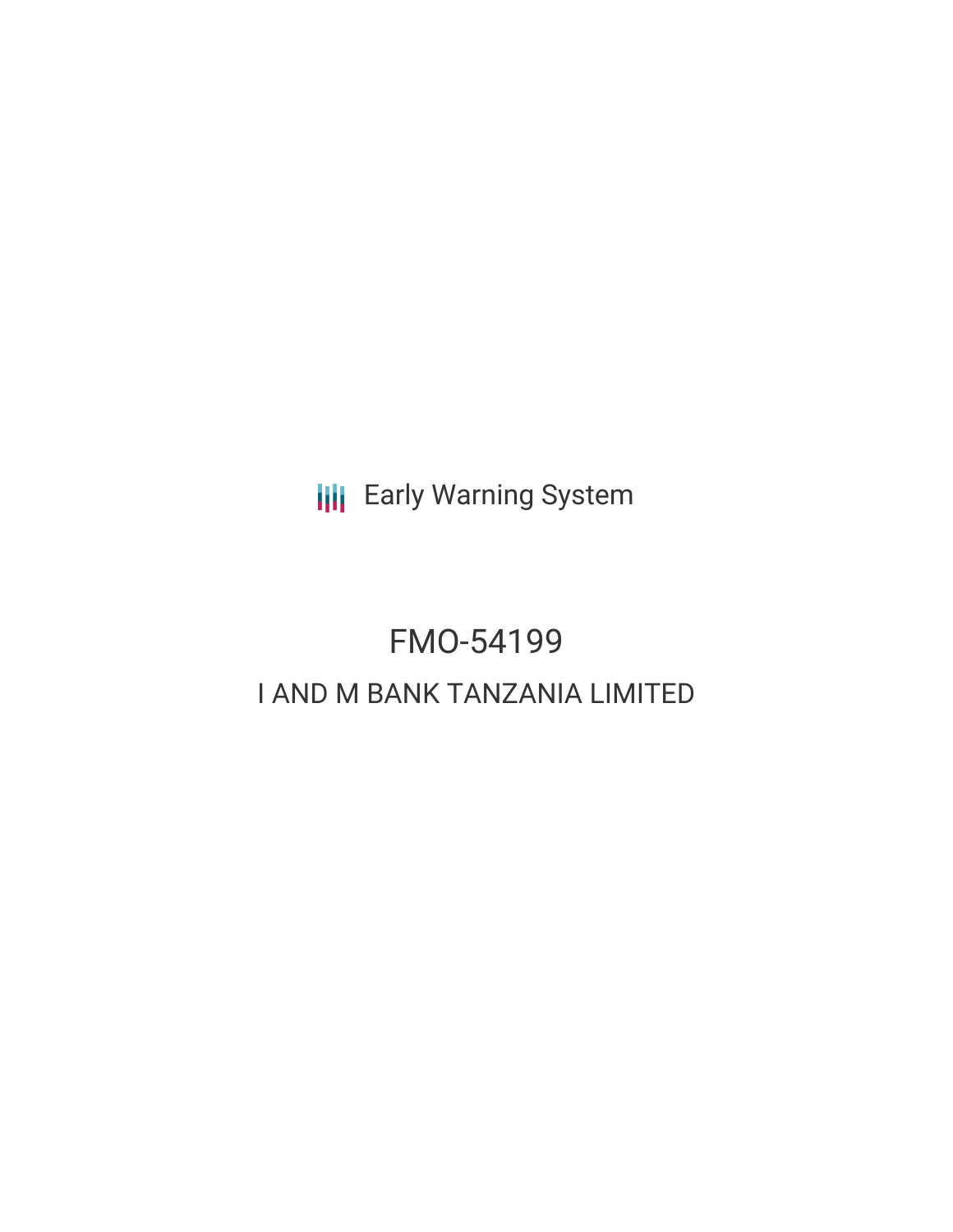Early Warning System

# FMO-54199

## I AND M BANK TANZANIA LIMITED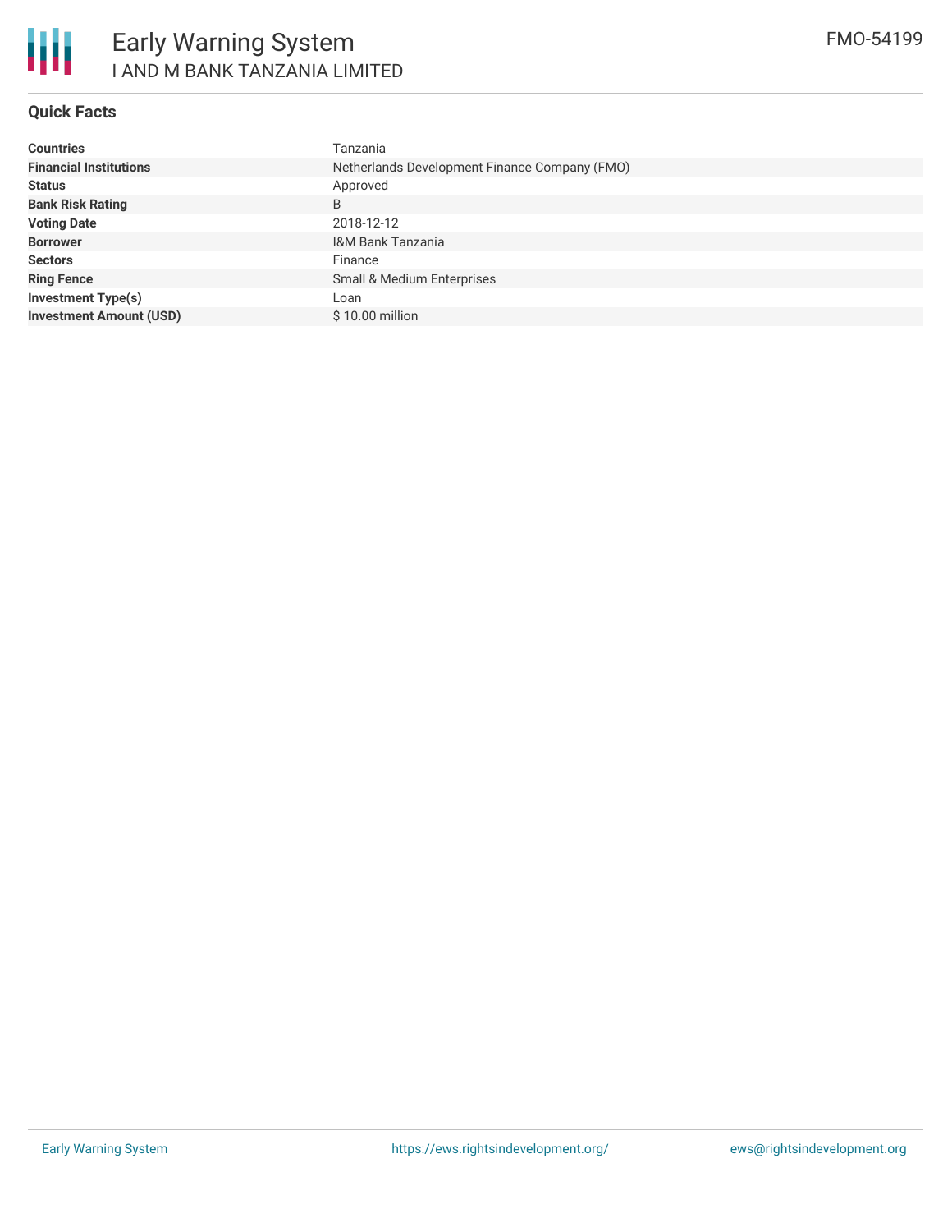# Early Warning System

## I AND M BANK TANZANIA LIMITED

FMO-54199

### Quick Facts

| | |
|---|---|
| **Countries** | Tanzania |
| **Financial Institutions** | Netherlands Development Finance Company (FMO) |
| **Status** | Approved |
| **Bank Risk Rating** | B |
| **Voting Date** | 2018-12-12 |
| **Borrower** | I&M Bank Tanzania |
| **Sectors** | Finance |
| **Ring Fence** | Small & Medium Enterprises |
| **Investment Type(s)** | Loan |
| **Investment Amount (USD)** | $ 10.00 million |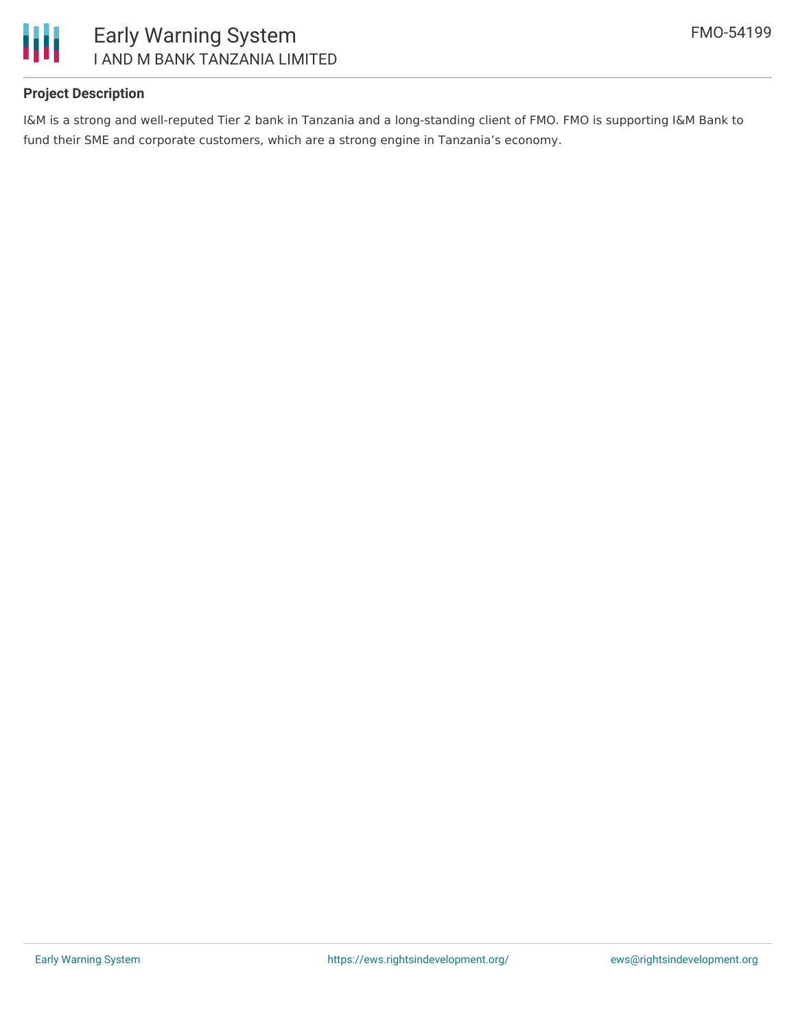**Project Description**

I&M is a strong and well-reputed Tier 2 bank in Tanzania and a long-standing client of FMO. FMO is supporting I&M Bank to fund their SME and corporate customers, which are a strong engine in Tanzania's economy.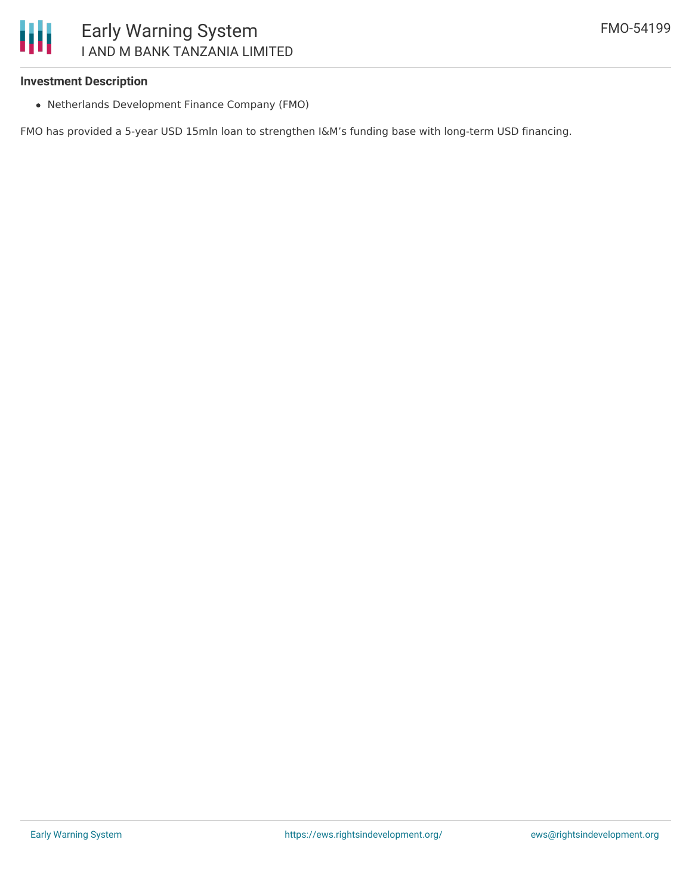### Investment Description

- Netherlands Development Finance Company (FMO)

FMO has provided a 5-year USD 15mln loan to strengthen I&M's funding base with long-term USD financing.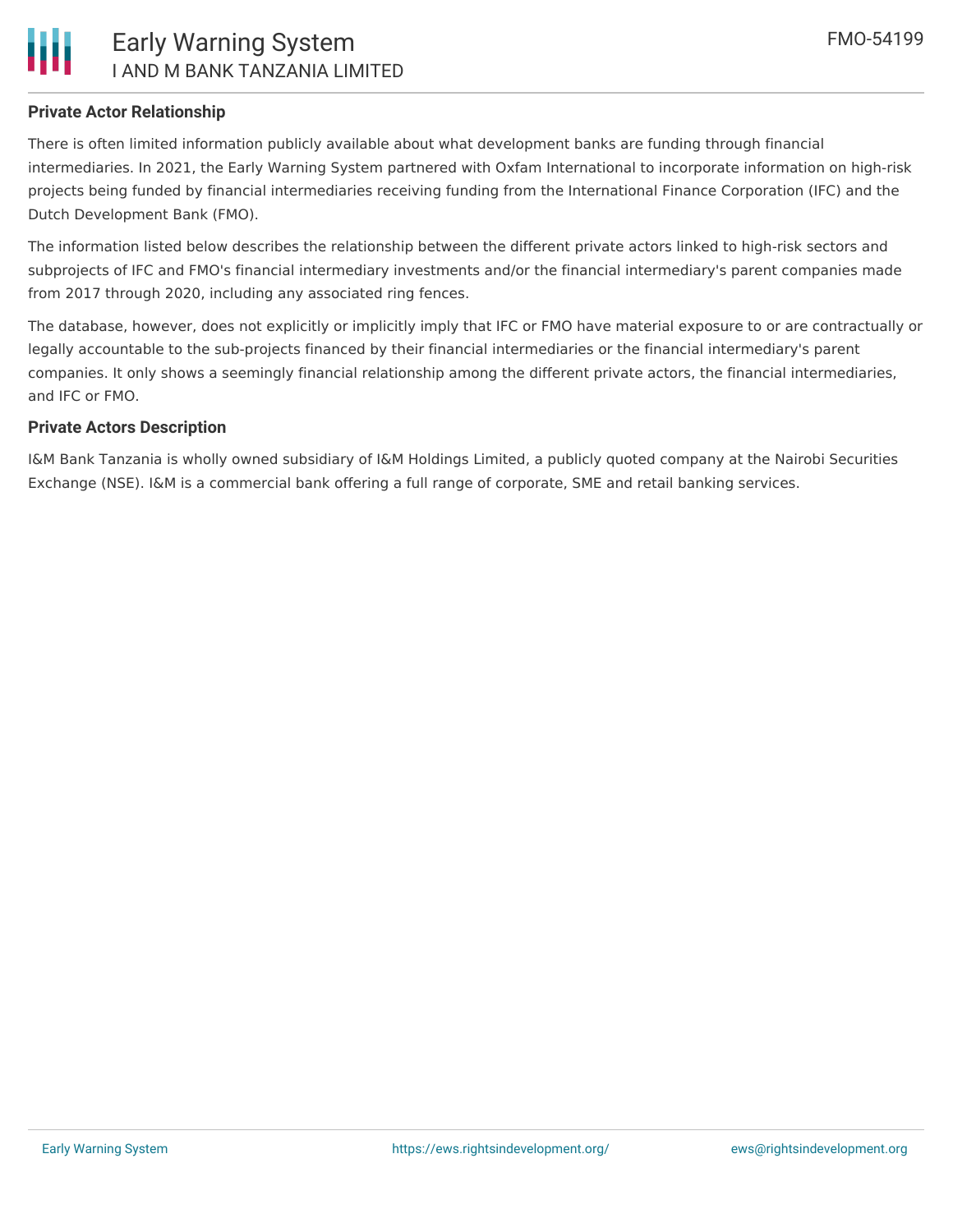**Private Actor Relationship**

There is often limited information publicly available about what development banks are funding through financial intermediaries. In 2021, the Early Warning System partnered with Oxfam International to incorporate information on high-risk projects being funded by financial intermediaries receiving funding from the International Finance Corporation (IFC) and the Dutch Development Bank (FMO).

The information listed below describes the relationship between the different private actors linked to high-risk sectors and subprojects of IFC and FMO's financial intermediary investments and/or the financial intermediary's parent companies made from 2017 through 2020, including any associated ring fences.

The database, however, does not explicitly or implicitly imply that IFC or FMO have material exposure to or are contractually or legally accountable to the sub-projects financed by their financial intermediaries or the financial intermediary's parent companies. It only shows a seemingly financial relationship among the different private actors, the financial intermediaries, and IFC or FMO.

**Private Actors Description**

I&M Bank Tanzania is wholly owned subsidiary of I&M Holdings Limited, a publicly quoted company at the Nairobi Securities Exchange (NSE). I&M is a commercial bank offering a full range of corporate, SME and retail banking services.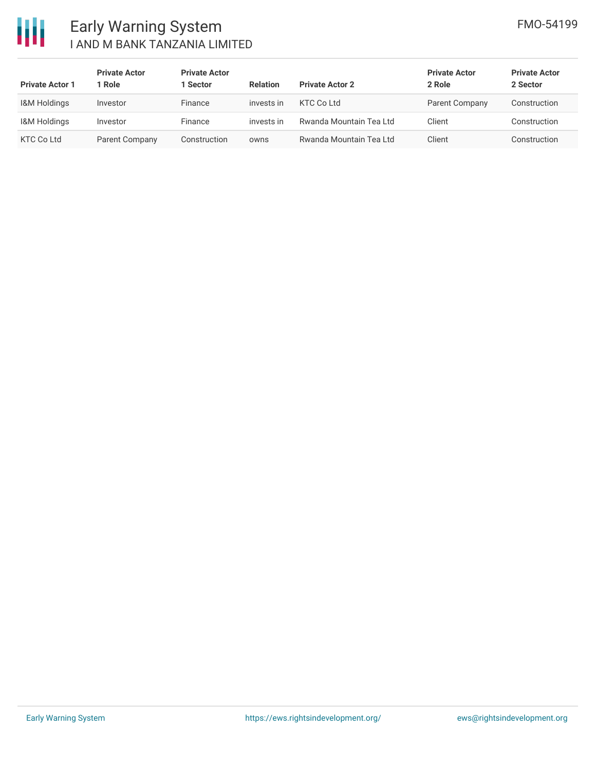| Private Actor 1 | Private Actor 1 Role | Private Actor 1 Sector | Relation | Private Actor 2 | Private Actor 2 Role | Private Actor 2 Sector |
|---|---|---|---|---|---|---|
| I&M Holdings | Investor | Finance | invests in | KTC Co Ltd | Parent Company | Construction |
| I&M Holdings | Investor | Finance | invests in | Rwanda Mountain Tea Ltd | Client | Construction |
| KTC Co Ltd | Parent Company | Construction | owns | Rwanda Mountain Tea Ltd | Client | Construction |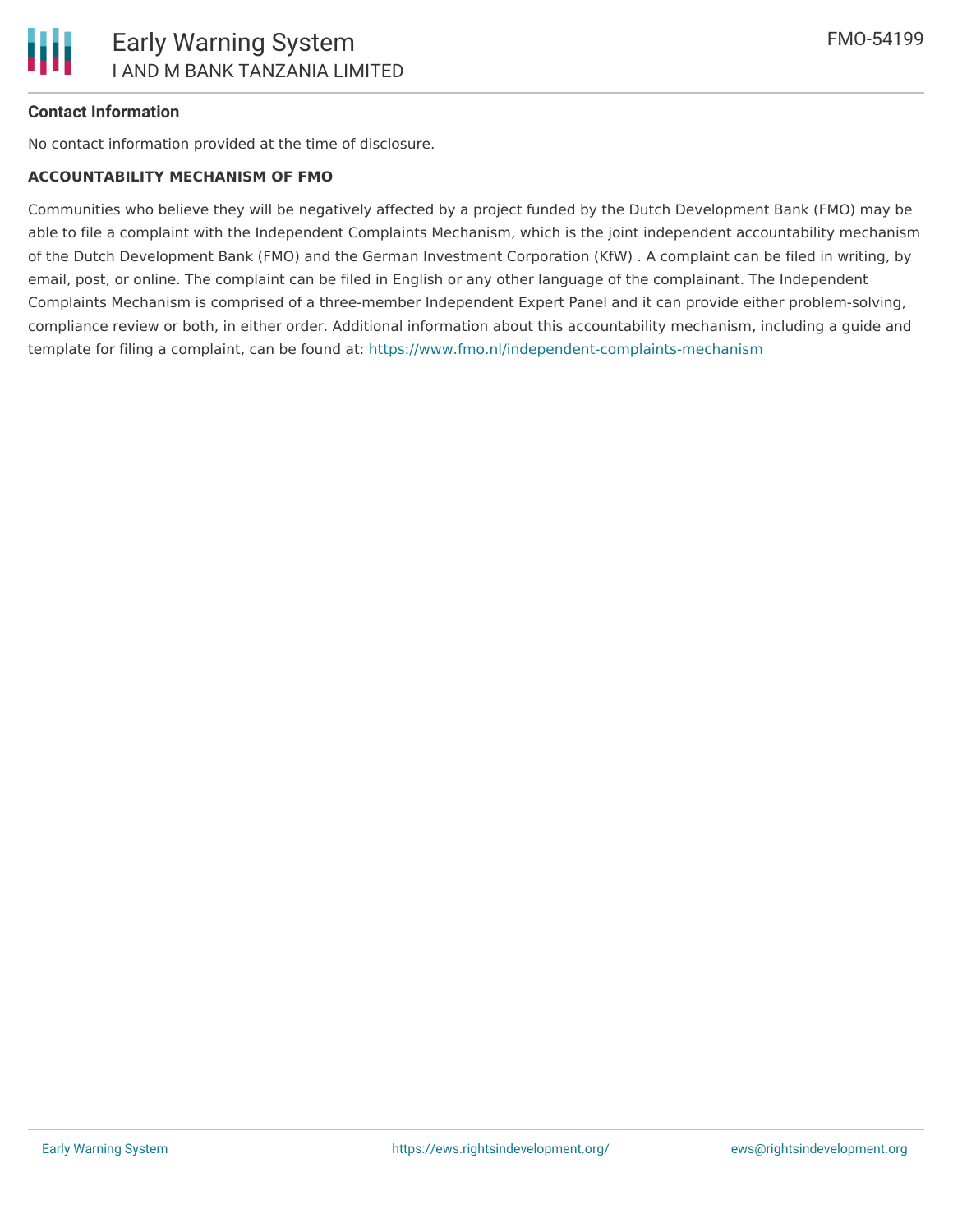### Contact Information

No contact information provided at the time of disclosure.

**ACCOUNTABILITY MECHANISM OF FMO**

Communities who believe they will be negatively affected by a project funded by the Dutch Development Bank (FMO) may be able to file a complaint with the Independent Complaints Mechanism, which is the joint independent accountability mechanism of the Dutch Development Bank (FMO) and the German Investment Corporation (KfW) . A complaint can be filed in writing, by email, post, or online. The complaint can be filed in English or any other language of the complainant. The Independent Complaints Mechanism is comprised of a three-member Independent Expert Panel and it can provide either problem-solving, compliance review or both, in either order. Additional information about this accountability mechanism, including a guide and template for filing a complaint, can be found at: https://www.fmo.nl/independent-complaints-mechanism